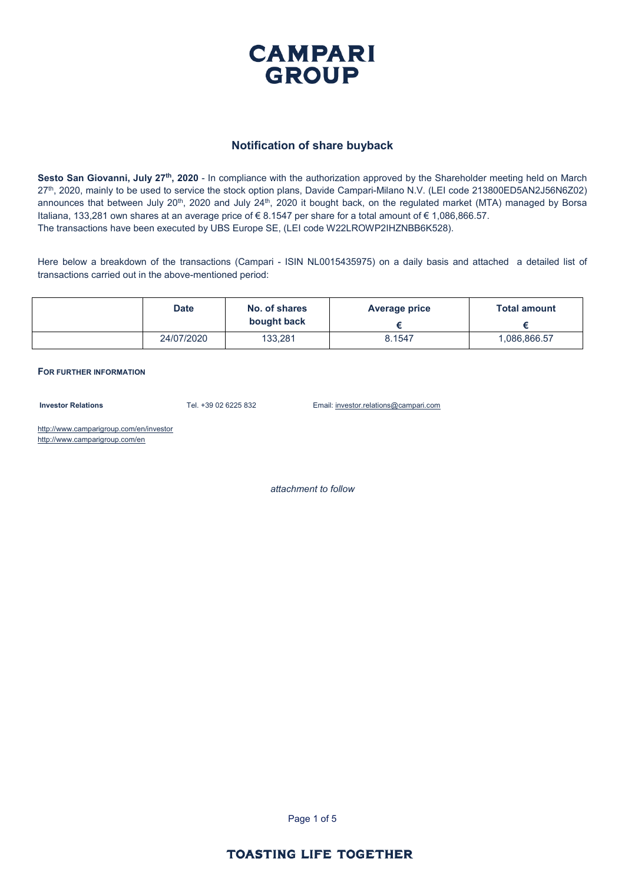# CAMPARI GROUP

## Notification of share buyback

**Sesto San Giovanni, July 27th, 2020** - In compliance with the authorization approved by the Shareholder meeting held on March 27th, 2020, mainly to be used to service the stock option plans, Davide Campari-Milano N.V. (LEI code 213800ED5AN2J56N6Z02) announces that between July 20th, 2020 and July 24th, 2020 it bought back, on the regulated market (MTA) managed by Borsa Italiana, 133,281 own shares at an average price of € 8.1547 per share for a total amount of € 1,086,866.57.
The transactions have been executed by UBS Europe SE, (LEI code W22LROWP2IHZNBB6K528).

Here below a breakdown of the transactions (Campari - ISIN NL0015435975) on a daily basis and attached a detailed list of transactions carried out in the above-mentioned period:

| | Date | No. of shares bought back | Average price € | Total amount € |
|---|---|---|---|---|
| | 24/07/2020 | 133,281 | 8.1547 | 1,086,866.57 |

**FOR FURTHER INFORMATION**

**Investor Relations** Tel. +39 02 6225 832 Email: investor.relations@campari.com

http://www.camparigroup.com/en/investor
http://www.camparigroup.com/en

*attachment to follow*

TOASTING LIFE TOGETHER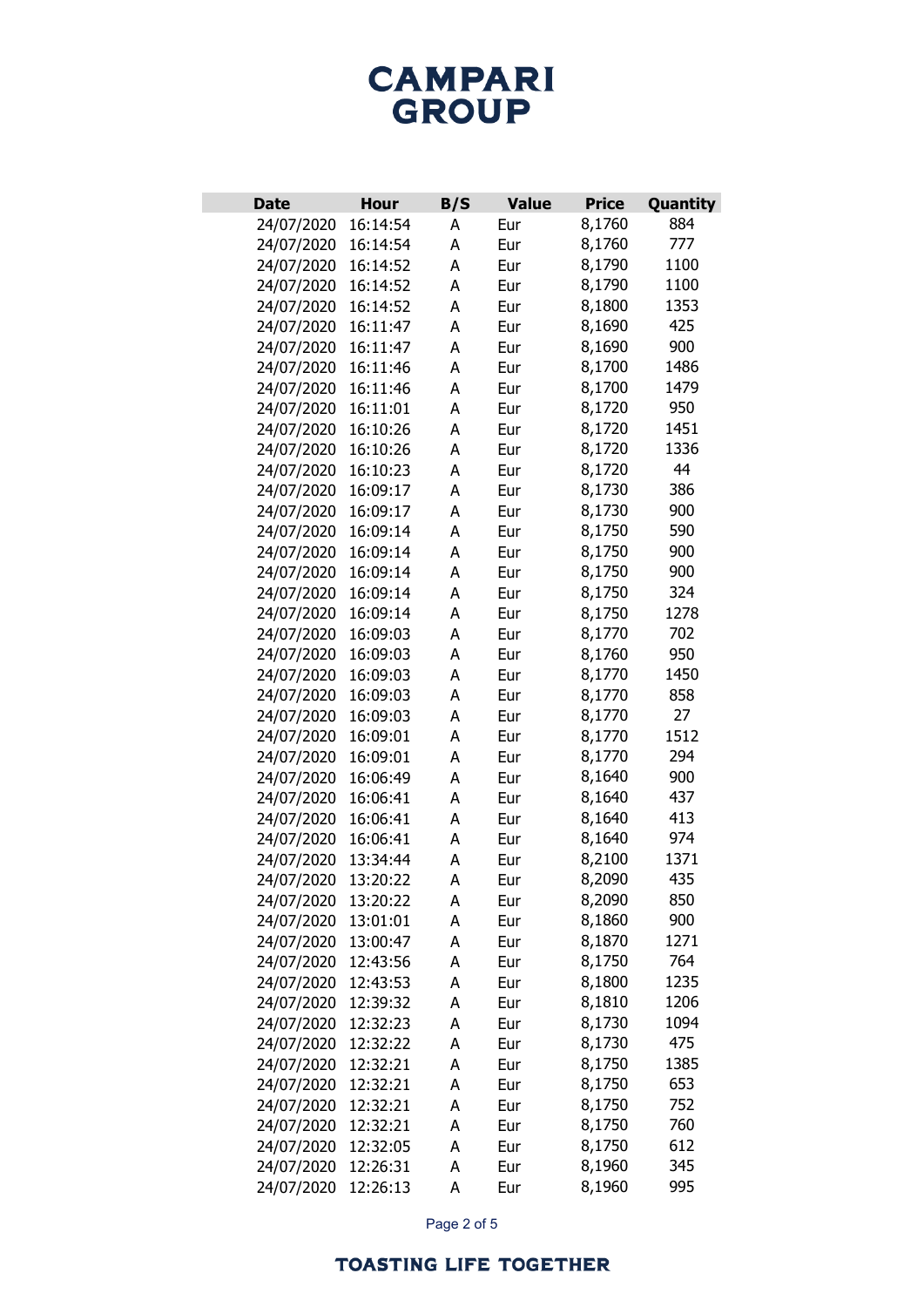# CAMPARI GROUP

| Date | Hour | B/S | Value | Price | Quantity |
|---|---|---|---|---|---|
| 24/07/2020 | 16:14:54 | A | Eur | 8,1760 | 884 |
| 24/07/2020 | 16:14:54 | A | Eur | 8,1760 | 777 |
| 24/07/2020 | 16:14:52 | A | Eur | 8,1790 | 1100 |
| 24/07/2020 | 16:14:52 | A | Eur | 8,1790 | 1100 |
| 24/07/2020 | 16:14:52 | A | Eur | 8,1800 | 1353 |
| 24/07/2020 | 16:11:47 | A | Eur | 8,1690 | 425 |
| 24/07/2020 | 16:11:47 | A | Eur | 8,1690 | 900 |
| 24/07/2020 | 16:11:46 | A | Eur | 8,1700 | 1486 |
| 24/07/2020 | 16:11:46 | A | Eur | 8,1700 | 1479 |
| 24/07/2020 | 16:11:01 | A | Eur | 8,1720 | 950 |
| 24/07/2020 | 16:10:26 | A | Eur | 8,1720 | 1451 |
| 24/07/2020 | 16:10:26 | A | Eur | 8,1720 | 1336 |
| 24/07/2020 | 16:10:23 | A | Eur | 8,1720 | 44 |
| 24/07/2020 | 16:09:17 | A | Eur | 8,1730 | 386 |
| 24/07/2020 | 16:09:17 | A | Eur | 8,1730 | 900 |
| 24/07/2020 | 16:09:14 | A | Eur | 8,1750 | 590 |
| 24/07/2020 | 16:09:14 | A | Eur | 8,1750 | 900 |
| 24/07/2020 | 16:09:14 | A | Eur | 8,1750 | 900 |
| 24/07/2020 | 16:09:14 | A | Eur | 8,1750 | 324 |
| 24/07/2020 | 16:09:14 | A | Eur | 8,1750 | 1278 |
| 24/07/2020 | 16:09:03 | A | Eur | 8,1770 | 702 |
| 24/07/2020 | 16:09:03 | A | Eur | 8,1760 | 950 |
| 24/07/2020 | 16:09:03 | A | Eur | 8,1770 | 1450 |
| 24/07/2020 | 16:09:03 | A | Eur | 8,1770 | 858 |
| 24/07/2020 | 16:09:03 | A | Eur | 8,1770 | 27 |
| 24/07/2020 | 16:09:01 | A | Eur | 8,1770 | 1512 |
| 24/07/2020 | 16:09:01 | A | Eur | 8,1770 | 294 |
| 24/07/2020 | 16:06:49 | A | Eur | 8,1640 | 900 |
| 24/07/2020 | 16:06:41 | A | Eur | 8,1640 | 437 |
| 24/07/2020 | 16:06:41 | A | Eur | 8,1640 | 413 |
| 24/07/2020 | 16:06:41 | A | Eur | 8,1640 | 974 |
| 24/07/2020 | 13:34:44 | A | Eur | 8,2100 | 1371 |
| 24/07/2020 | 13:20:22 | A | Eur | 8,2090 | 435 |
| 24/07/2020 | 13:20:22 | A | Eur | 8,2090 | 850 |
| 24/07/2020 | 13:01:01 | A | Eur | 8,1860 | 900 |
| 24/07/2020 | 13:00:47 | A | Eur | 8,1870 | 1271 |
| 24/07/2020 | 12:43:56 | A | Eur | 8,1750 | 764 |
| 24/07/2020 | 12:43:53 | A | Eur | 8,1800 | 1235 |
| 24/07/2020 | 12:39:32 | A | Eur | 8,1810 | 1206 |
| 24/07/2020 | 12:32:23 | A | Eur | 8,1730 | 1094 |
| 24/07/2020 | 12:32:22 | A | Eur | 8,1730 | 475 |
| 24/07/2020 | 12:32:21 | A | Eur | 8,1750 | 1385 |
| 24/07/2020 | 12:32:21 | A | Eur | 8,1750 | 653 |
| 24/07/2020 | 12:32:21 | A | Eur | 8,1750 | 752 |
| 24/07/2020 | 12:32:21 | A | Eur | 8,1750 | 760 |
| 24/07/2020 | 12:32:05 | A | Eur | 8,1750 | 612 |
| 24/07/2020 | 12:26:31 | A | Eur | 8,1960 | 345 |
| 24/07/2020 | 12:26:13 | A | Eur | 8,1960 | 995 |

**TOASTING LIFE TOGETHER**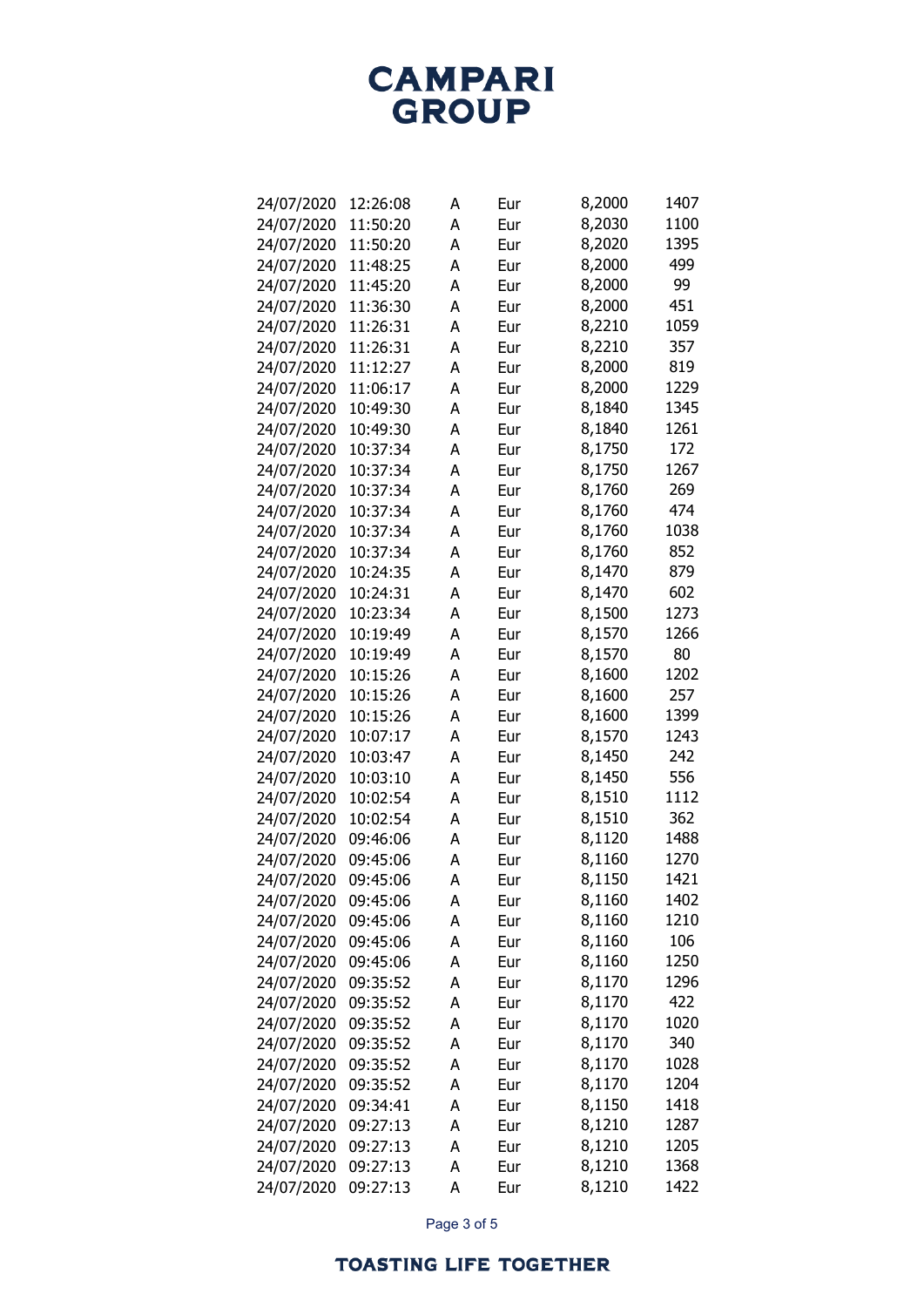| | | | | | |
|---|---|---|---|---|---|
| 24/07/2020 | 12:26:08 | A | Eur | 8,2000 | 1407 |
| 24/07/2020 | 11:50:20 | A | Eur | 8,2030 | 1100 |
| 24/07/2020 | 11:50:20 | A | Eur | 8,2020 | 1395 |
| 24/07/2020 | 11:48:25 | A | Eur | 8,2000 | 499 |
| 24/07/2020 | 11:45:20 | A | Eur | 8,2000 | 99 |
| 24/07/2020 | 11:36:30 | A | Eur | 8,2000 | 451 |
| 24/07/2020 | 11:26:31 | A | Eur | 8,2210 | 1059 |
| 24/07/2020 | 11:26:31 | A | Eur | 8,2210 | 357 |
| 24/07/2020 | 11:12:27 | A | Eur | 8,2000 | 819 |
| 24/07/2020 | 11:06:17 | A | Eur | 8,2000 | 1229 |
| 24/07/2020 | 10:49:30 | A | Eur | 8,1840 | 1345 |
| 24/07/2020 | 10:49:30 | A | Eur | 8,1840 | 1261 |
| 24/07/2020 | 10:37:34 | A | Eur | 8,1750 | 172 |
| 24/07/2020 | 10:37:34 | A | Eur | 8,1750 | 1267 |
| 24/07/2020 | 10:37:34 | A | Eur | 8,1760 | 269 |
| 24/07/2020 | 10:37:34 | A | Eur | 8,1760 | 474 |
| 24/07/2020 | 10:37:34 | A | Eur | 8,1760 | 1038 |
| 24/07/2020 | 10:37:34 | A | Eur | 8,1760 | 852 |
| 24/07/2020 | 10:24:35 | A | Eur | 8,1470 | 879 |
| 24/07/2020 | 10:24:31 | A | Eur | 8,1470 | 602 |
| 24/07/2020 | 10:23:34 | A | Eur | 8,1500 | 1273 |
| 24/07/2020 | 10:19:49 | A | Eur | 8,1570 | 1266 |
| 24/07/2020 | 10:19:49 | A | Eur | 8,1570 | 80 |
| 24/07/2020 | 10:15:26 | A | Eur | 8,1600 | 1202 |
| 24/07/2020 | 10:15:26 | A | Eur | 8,1600 | 257 |
| 24/07/2020 | 10:15:26 | A | Eur | 8,1600 | 1399 |
| 24/07/2020 | 10:07:17 | A | Eur | 8,1570 | 1243 |
| 24/07/2020 | 10:03:47 | A | Eur | 8,1450 | 242 |
| 24/07/2020 | 10:03:10 | A | Eur | 8,1450 | 556 |
| 24/07/2020 | 10:02:54 | A | Eur | 8,1510 | 1112 |
| 24/07/2020 | 10:02:54 | A | Eur | 8,1510 | 362 |
| 24/07/2020 | 09:46:06 | A | Eur | 8,1120 | 1488 |
| 24/07/2020 | 09:45:06 | A | Eur | 8,1160 | 1270 |
| 24/07/2020 | 09:45:06 | A | Eur | 8,1150 | 1421 |
| 24/07/2020 | 09:45:06 | A | Eur | 8,1160 | 1402 |
| 24/07/2020 | 09:45:06 | A | Eur | 8,1160 | 1210 |
| 24/07/2020 | 09:45:06 | A | Eur | 8,1160 | 106 |
| 24/07/2020 | 09:45:06 | A | Eur | 8,1160 | 1250 |
| 24/07/2020 | 09:35:52 | A | Eur | 8,1170 | 1296 |
| 24/07/2020 | 09:35:52 | A | Eur | 8,1170 | 422 |
| 24/07/2020 | 09:35:52 | A | Eur | 8,1170 | 1020 |
| 24/07/2020 | 09:35:52 | A | Eur | 8,1170 | 340 |
| 24/07/2020 | 09:35:52 | A | Eur | 8,1170 | 1028 |
| 24/07/2020 | 09:35:52 | A | Eur | 8,1170 | 1204 |
| 24/07/2020 | 09:34:41 | A | Eur | 8,1150 | 1418 |
| 24/07/2020 | 09:27:13 | A | Eur | 8,1210 | 1287 |
| 24/07/2020 | 09:27:13 | A | Eur | 8,1210 | 1205 |
| 24/07/2020 | 09:27:13 | A | Eur | 8,1210 | 1368 |
| 24/07/2020 | 09:27:13 | A | Eur | 8,1210 | 1422 |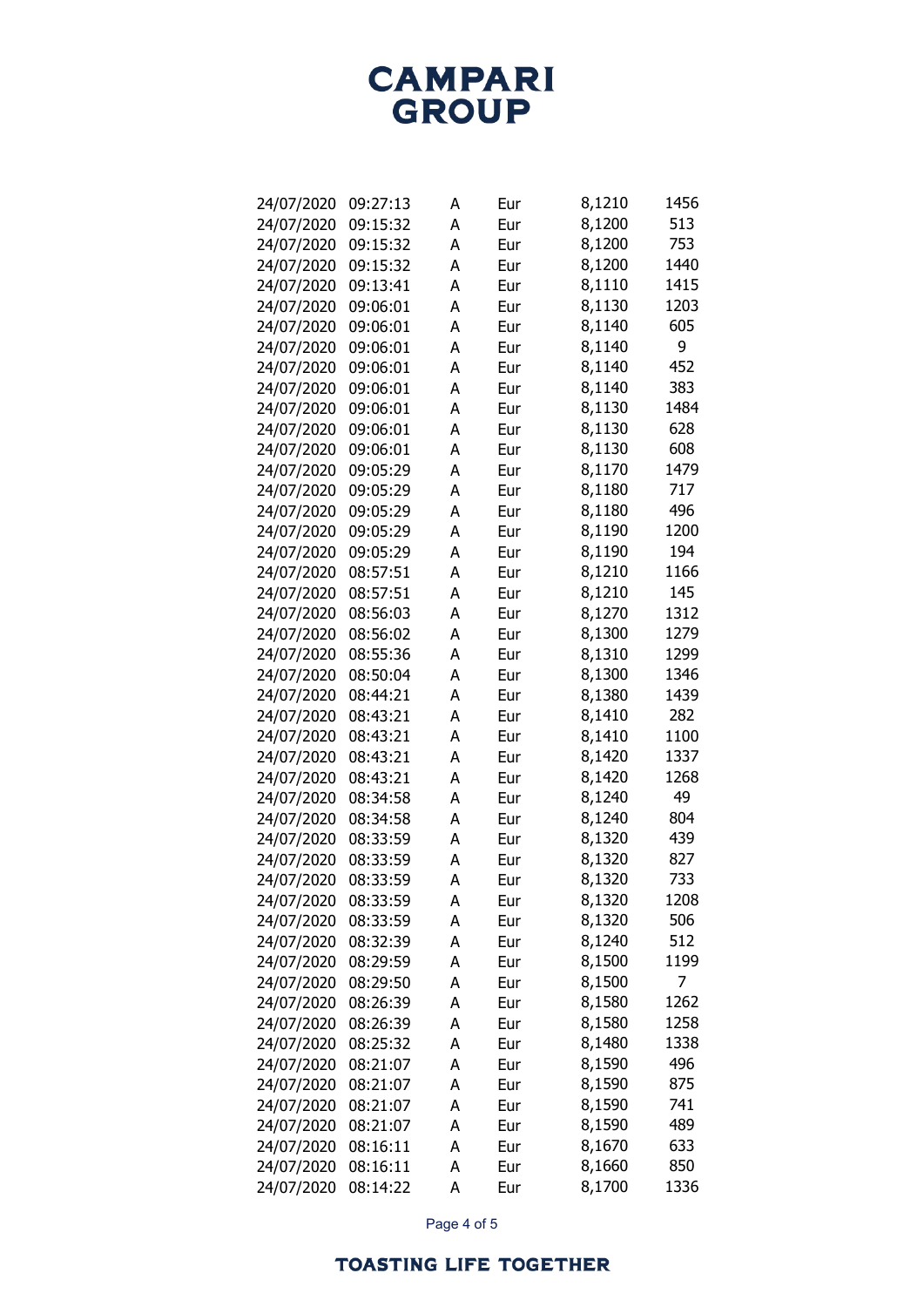| | | | | | |
|---|---|---|---|---|---|
| 24/07/2020 | 09:27:13 | A | Eur | 8,1210 | 1456 |
| 24/07/2020 | 09:15:32 | A | Eur | 8,1200 | 513 |
| 24/07/2020 | 09:15:32 | A | Eur | 8,1200 | 753 |
| 24/07/2020 | 09:15:32 | A | Eur | 8,1200 | 1440 |
| 24/07/2020 | 09:13:41 | A | Eur | 8,1110 | 1415 |
| 24/07/2020 | 09:06:01 | A | Eur | 8,1130 | 1203 |
| 24/07/2020 | 09:06:01 | A | Eur | 8,1140 | 605 |
| 24/07/2020 | 09:06:01 | A | Eur | 8,1140 | 9 |
| 24/07/2020 | 09:06:01 | A | Eur | 8,1140 | 452 |
| 24/07/2020 | 09:06:01 | A | Eur | 8,1140 | 383 |
| 24/07/2020 | 09:06:01 | A | Eur | 8,1130 | 1484 |
| 24/07/2020 | 09:06:01 | A | Eur | 8,1130 | 628 |
| 24/07/2020 | 09:06:01 | A | Eur | 8,1130 | 608 |
| 24/07/2020 | 09:05:29 | A | Eur | 8,1170 | 1479 |
| 24/07/2020 | 09:05:29 | A | Eur | 8,1180 | 717 |
| 24/07/2020 | 09:05:29 | A | Eur | 8,1180 | 496 |
| 24/07/2020 | 09:05:29 | A | Eur | 8,1190 | 1200 |
| 24/07/2020 | 09:05:29 | A | Eur | 8,1190 | 194 |
| 24/07/2020 | 08:57:51 | A | Eur | 8,1210 | 1166 |
| 24/07/2020 | 08:57:51 | A | Eur | 8,1210 | 145 |
| 24/07/2020 | 08:56:03 | A | Eur | 8,1270 | 1312 |
| 24/07/2020 | 08:56:02 | A | Eur | 8,1300 | 1279 |
| 24/07/2020 | 08:55:36 | A | Eur | 8,1310 | 1299 |
| 24/07/2020 | 08:50:04 | A | Eur | 8,1300 | 1346 |
| 24/07/2020 | 08:44:21 | A | Eur | 8,1380 | 1439 |
| 24/07/2020 | 08:43:21 | A | Eur | 8,1410 | 282 |
| 24/07/2020 | 08:43:21 | A | Eur | 8,1410 | 1100 |
| 24/07/2020 | 08:43:21 | A | Eur | 8,1420 | 1337 |
| 24/07/2020 | 08:43:21 | A | Eur | 8,1420 | 1268 |
| 24/07/2020 | 08:34:58 | A | Eur | 8,1240 | 49 |
| 24/07/2020 | 08:34:58 | A | Eur | 8,1240 | 804 |
| 24/07/2020 | 08:33:59 | A | Eur | 8,1320 | 439 |
| 24/07/2020 | 08:33:59 | A | Eur | 8,1320 | 827 |
| 24/07/2020 | 08:33:59 | A | Eur | 8,1320 | 733 |
| 24/07/2020 | 08:33:59 | A | Eur | 8,1320 | 1208 |
| 24/07/2020 | 08:33:59 | A | Eur | 8,1320 | 506 |
| 24/07/2020 | 08:32:39 | A | Eur | 8,1240 | 512 |
| 24/07/2020 | 08:29:59 | A | Eur | 8,1500 | 1199 |
| 24/07/2020 | 08:29:50 | A | Eur | 8,1500 | 7 |
| 24/07/2020 | 08:26:39 | A | Eur | 8,1580 | 1262 |
| 24/07/2020 | 08:26:39 | A | Eur | 8,1580 | 1258 |
| 24/07/2020 | 08:25:32 | A | Eur | 8,1480 | 1338 |
| 24/07/2020 | 08:21:07 | A | Eur | 8,1590 | 496 |
| 24/07/2020 | 08:21:07 | A | Eur | 8,1590 | 875 |
| 24/07/2020 | 08:21:07 | A | Eur | 8,1590 | 741 |
| 24/07/2020 | 08:21:07 | A | Eur | 8,1590 | 489 |
| 24/07/2020 | 08:16:11 | A | Eur | 8,1670 | 633 |
| 24/07/2020 | 08:16:11 | A | Eur | 8,1660 | 850 |
| 24/07/2020 | 08:14:22 | A | Eur | 8,1700 | 1336 |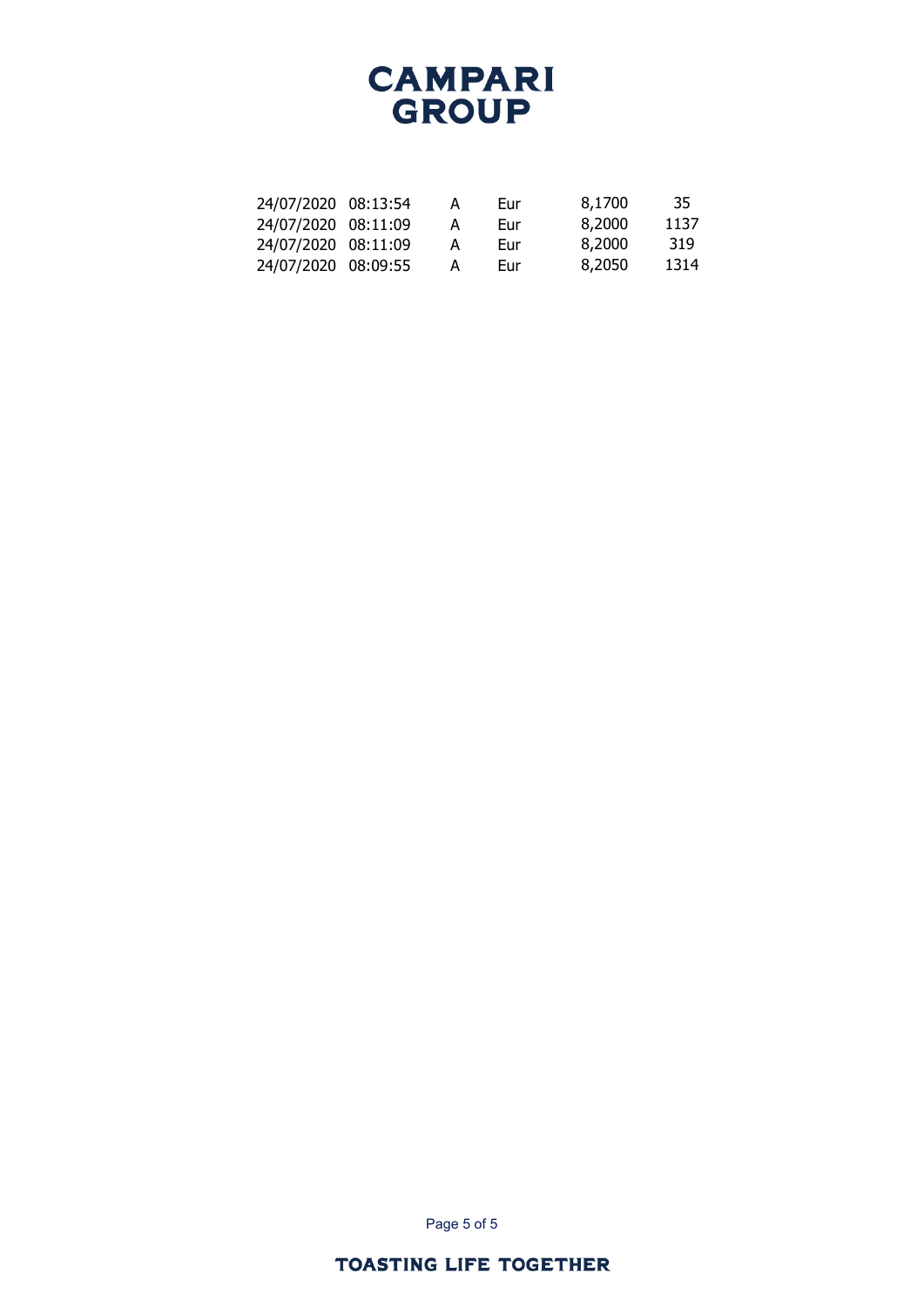| | | | | | |
|---|---|---|---|---|---|
| 24/07/2020 | 08:13:54 | A | Eur | 8,1700 | 35 |
| 24/07/2020 | 08:11:09 | A | Eur | 8,2000 | 1137 |
| 24/07/2020 | 08:11:09 | A | Eur | 8,2000 | 319 |
| 24/07/2020 | 08:09:55 | A | Eur | 8,2050 | 1314 |